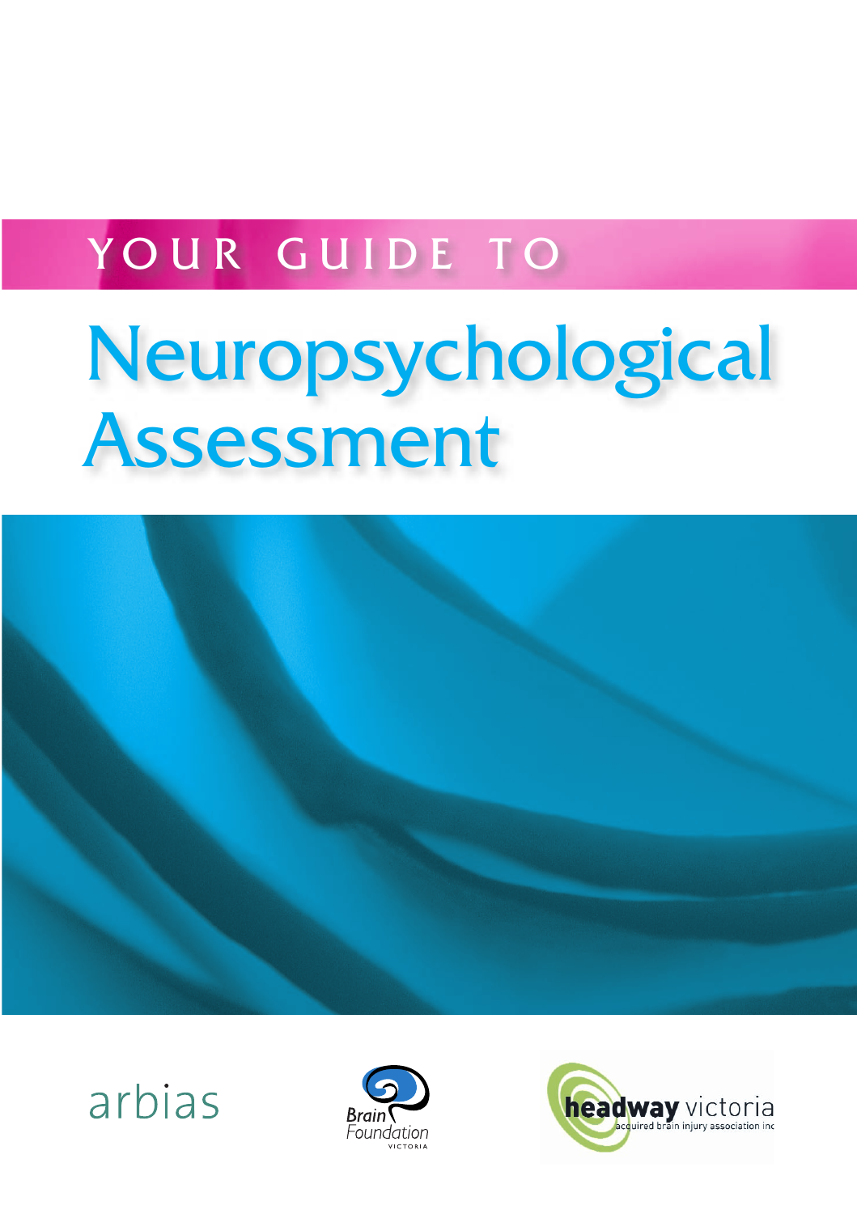# YOUR GUIDE TO

# Neuropsychological Assessment

arbias

Brain Foundation VICTORIA

headway victoria acquired brain injury association inc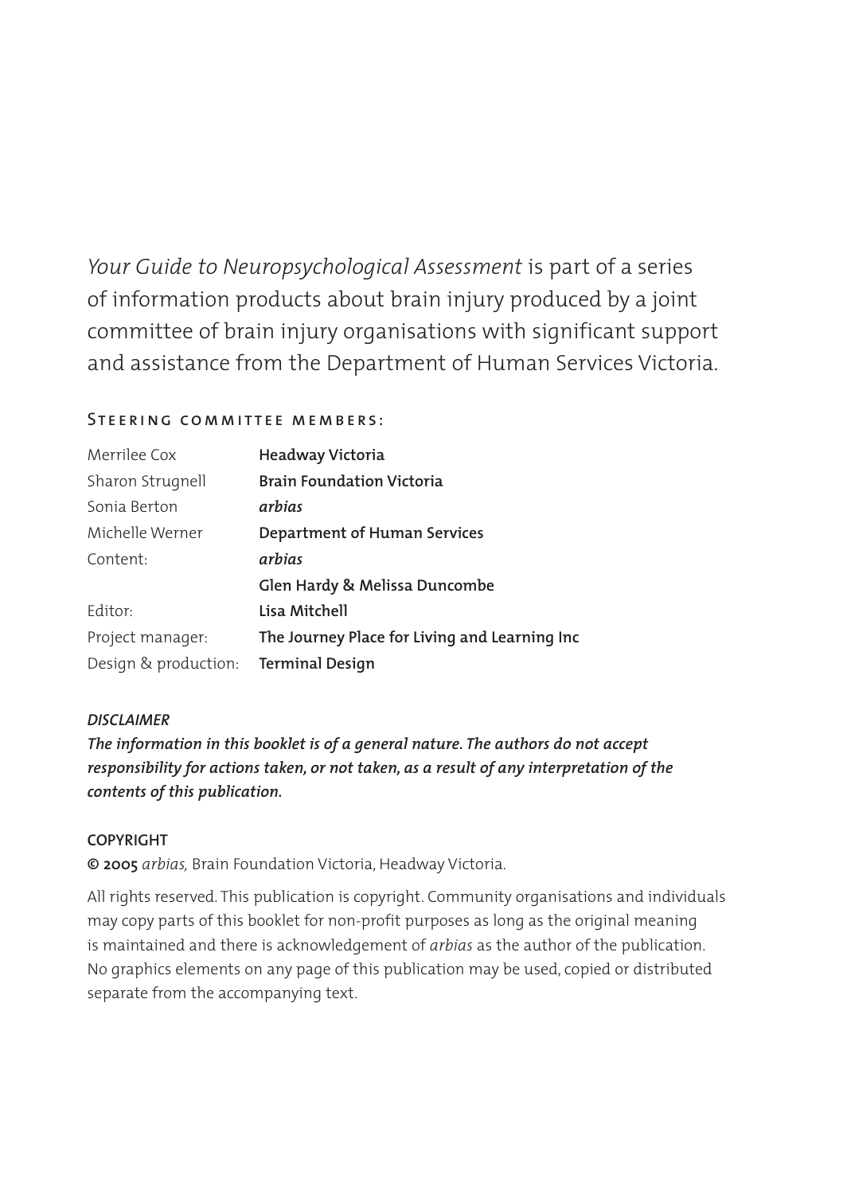*Your Guide to Neuropsychological Assessment* is part of a series of information products about brain injury produced by a joint committee of brain injury organisations with significant support and assistance from the Department of Human Services Victoria.

### Steering committee members:

| | |
|---|---|
| Merrilee Cox | **Headway Victoria** |
| Sharon Strugnell | **Brain Foundation Victoria** |
| Sonia Berton | ***arbias*** |
| Michelle Werner | **Department of Human Services** |
| Content: | ***arbias*** |
| | **Glen Hardy & Melissa Duncombe** |
| Editor: | **Lisa Mitchell** |
| Project manager: | **The Journey Place for Living and Learning Inc** |
| Design & production: | **Terminal Design** |

***DISCLAIMER***

***The information in this booklet is of a general nature. The authors do not accept responsibility for actions taken, or not taken, as a result of any interpretation of the contents of this publication.***

**COPYRIGHT**

**© 2005** *arbias,* Brain Foundation Victoria, Headway Victoria.

All rights reserved. This publication is copyright. Community organisations and individuals may copy parts of this booklet for non-profit purposes as long as the original meaning is maintained and there is acknowledgement of *arbias* as the author of the publication. No graphics elements on any page of this publication may be used, copied or distributed separate from the accompanying text.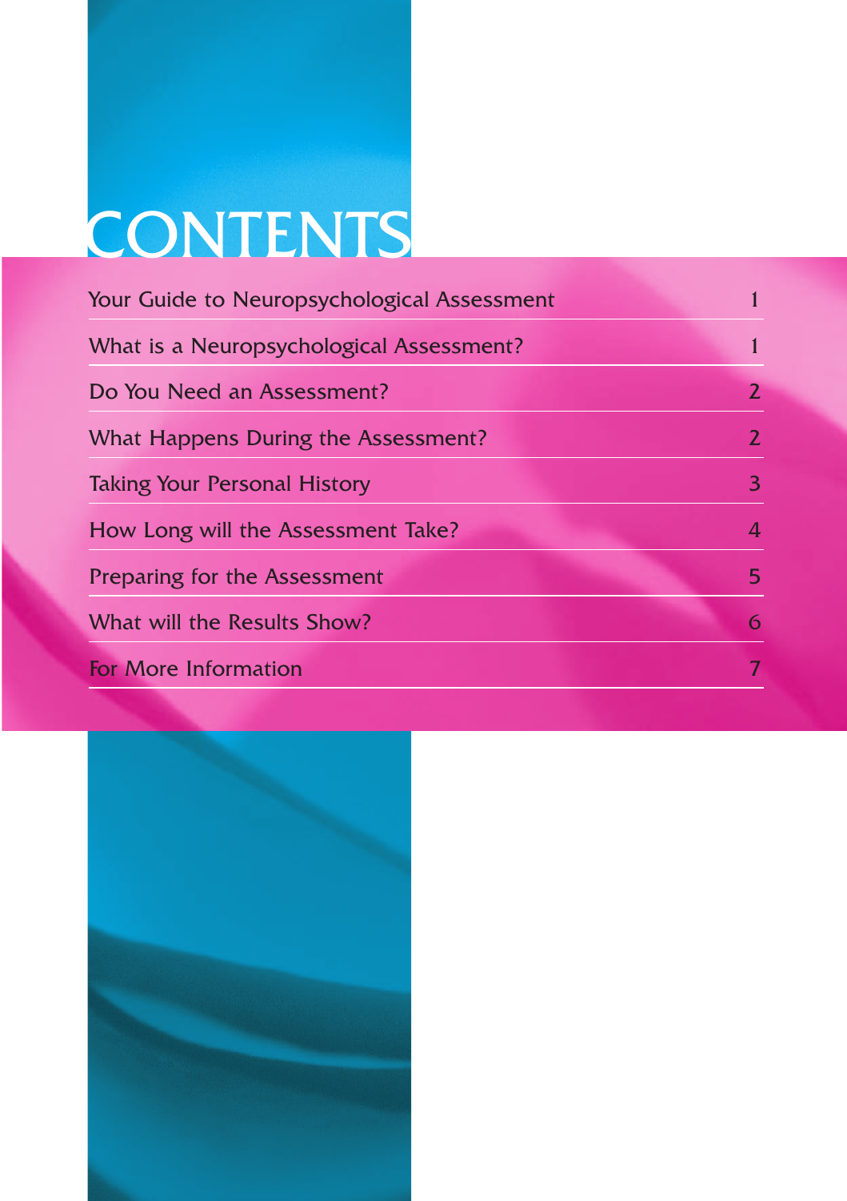# CONTENTS

| | |
|---|---|
| Your Guide to Neuropsychological Assessment | 1 |
| What is a Neuropsychological Assessment? | 1 |
| Do You Need an Assessment? | 2 |
| What Happens During the Assessment? | 2 |
| Taking Your Personal History | 3 |
| How Long will the Assessment Take? | 4 |
| Preparing for the Assessment | 5 |
| What will the Results Show? | 6 |
| For More Information | 7 |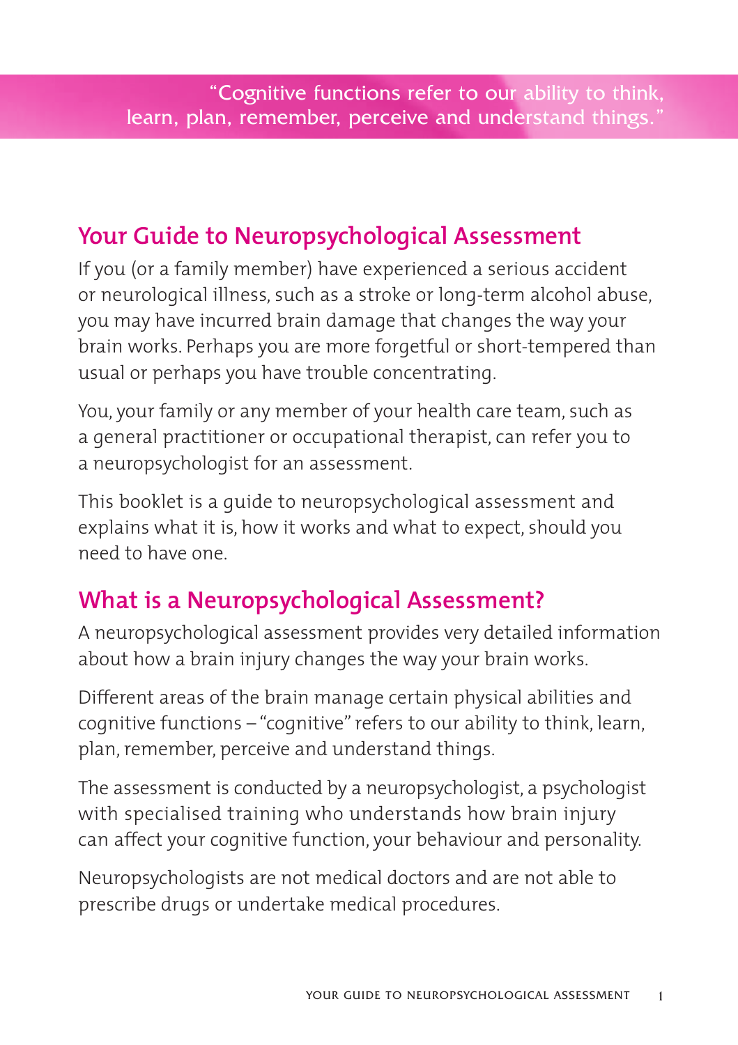> "Cognitive functions refer to our ability to think, learn, plan, remember, perceive and understand things."

## Your Guide to Neuropsychological Assessment

If you (or a family member) have experienced a serious accident or neurological illness, such as a stroke or long-term alcohol abuse, you may have incurred brain damage that changes the way your brain works. Perhaps you are more forgetful or short-tempered than usual or perhaps you have trouble concentrating.

You, your family or any member of your health care team, such as a general practitioner or occupational therapist, can refer you to a neuropsychologist for an assessment.

This booklet is a guide to neuropsychological assessment and explains what it is, how it works and what to expect, should you need to have one.

## What is a Neuropsychological Assessment?

A neuropsychological assessment provides very detailed information about how a brain injury changes the way your brain works.

Different areas of the brain manage certain physical abilities and cognitive functions – "cognitive" refers to our ability to think, learn, plan, remember, perceive and understand things.

The assessment is conducted by a neuropsychologist, a psychologist with specialised training who understands how brain injury can affect your cognitive function, your behaviour and personality.

Neuropsychologists are not medical doctors and are not able to prescribe drugs or undertake medical procedures.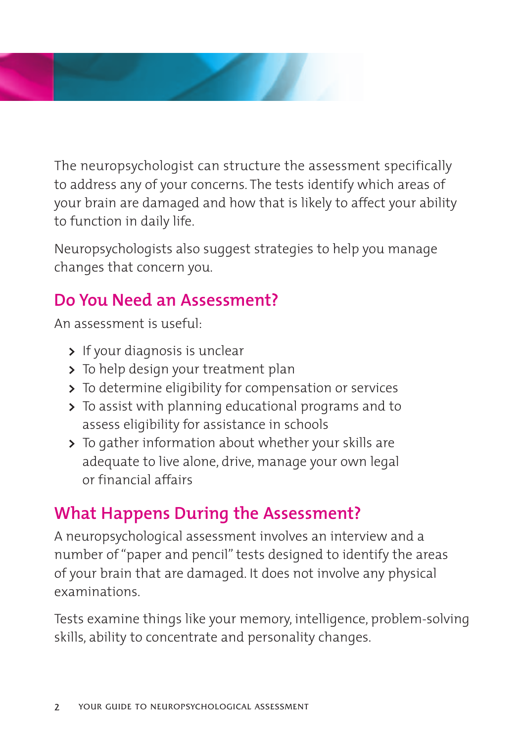The neuropsychologist can structure the assessment specifically to address any of your concerns. The tests identify which areas of your brain are damaged and how that is likely to affect your ability to function in daily life.

Neuropsychologists also suggest strategies to help you manage changes that concern you.

## Do You Need an Assessment?

An assessment is useful:

- If your diagnosis is unclear
- To help design your treatment plan
- To determine eligibility for compensation or services
- To assist with planning educational programs and to assess eligibility for assistance in schools
- To gather information about whether your skills are adequate to live alone, drive, manage your own legal or financial affairs

## What Happens During the Assessment?

A neuropsychological assessment involves an interview and a number of "paper and pencil" tests designed to identify the areas of your brain that are damaged. It does not involve any physical examinations.

Tests examine things like your memory, intelligence, problem-solving skills, ability to concentrate and personality changes.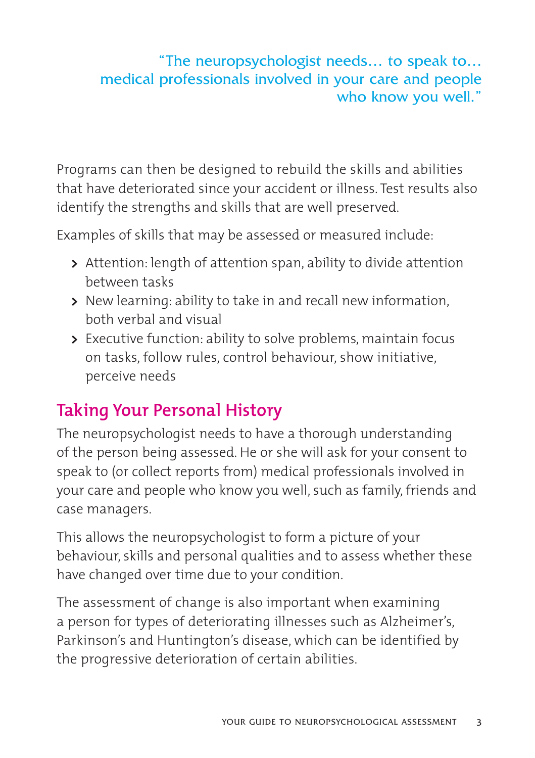> "The neuropsychologist needs… to speak to… medical professionals involved in your care and people who know you well."

Programs can then be designed to rebuild the skills and abilities that have deteriorated since your accident or illness. Test results also identify the strengths and skills that are well preserved.

Examples of skills that may be assessed or measured include:

- Attention: length of attention span, ability to divide attention between tasks
- New learning: ability to take in and recall new information, both verbal and visual
- Executive function: ability to solve problems, maintain focus on tasks, follow rules, control behaviour, show initiative, perceive needs

## Taking Your Personal History

The neuropsychologist needs to have a thorough understanding of the person being assessed. He or she will ask for your consent to speak to (or collect reports from) medical professionals involved in your care and people who know you well, such as family, friends and case managers.

This allows the neuropsychologist to form a picture of your behaviour, skills and personal qualities and to assess whether these have changed over time due to your condition.

The assessment of change is also important when examining a person for types of deteriorating illnesses such as Alzheimer's, Parkinson's and Huntington's disease, which can be identified by the progressive deterioration of certain abilities.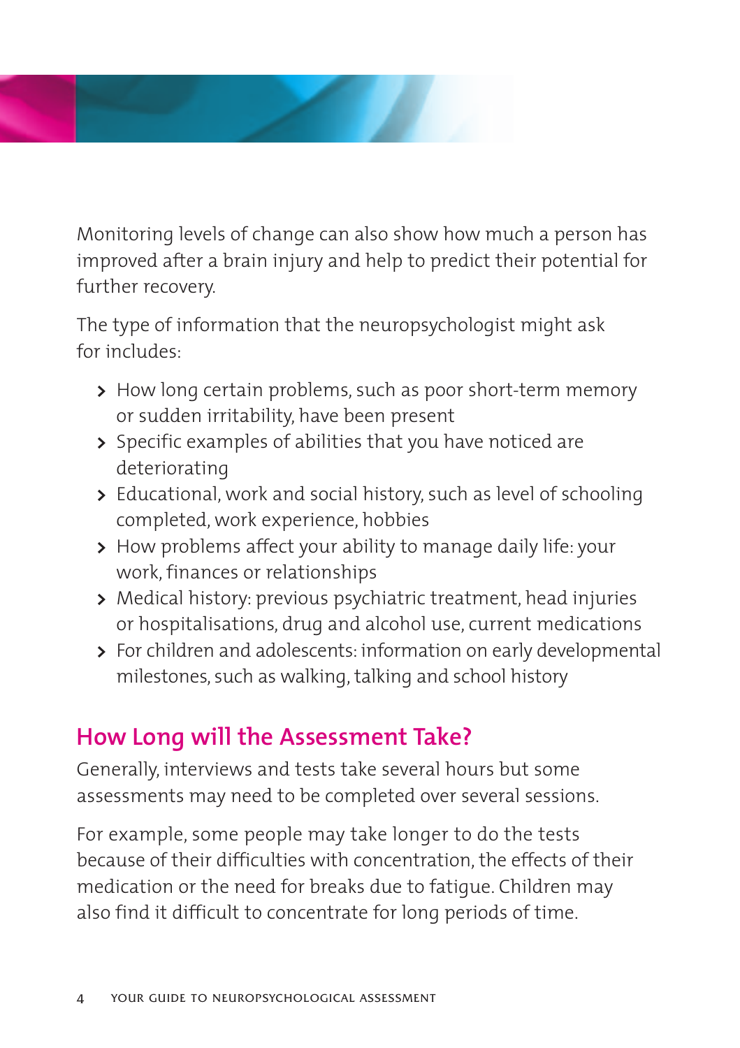Monitoring levels of change can also show how much a person has improved after a brain injury and help to predict their potential for further recovery.

The type of information that the neuropsychologist might ask for includes:

- How long certain problems, such as poor short-term memory or sudden irritability, have been present
- Specific examples of abilities that you have noticed are deteriorating
- Educational, work and social history, such as level of schooling completed, work experience, hobbies
- How problems affect your ability to manage daily life: your work, finances or relationships
- Medical history: previous psychiatric treatment, head injuries or hospitalisations, drug and alcohol use, current medications
- For children and adolescents: information on early developmental milestones, such as walking, talking and school history

## How Long will the Assessment Take?

Generally, interviews and tests take several hours but some assessments may need to be completed over several sessions.

For example, some people may take longer to do the tests because of their difficulties with concentration, the effects of their medication or the need for breaks due to fatigue. Children may also find it difficult to concentrate for long periods of time.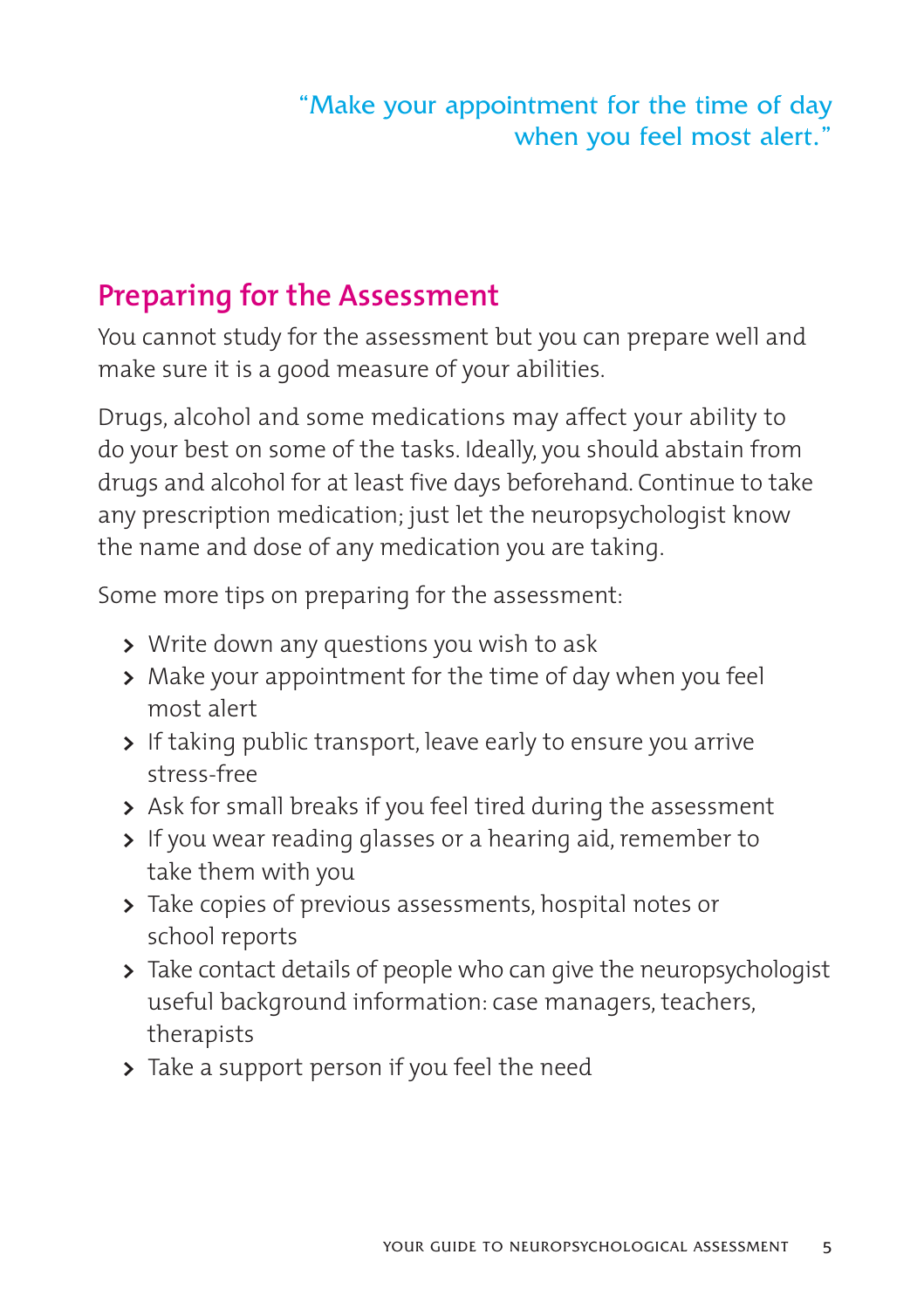"Make your appointment for the time of day when you feel most alert."

## Preparing for the Assessment

You cannot study for the assessment but you can prepare well and make sure it is a good measure of your abilities.

Drugs, alcohol and some medications may affect your ability to do your best on some of the tasks. Ideally, you should abstain from drugs and alcohol for at least five days beforehand. Continue to take any prescription medication; just let the neuropsychologist know the name and dose of any medication you are taking.

Some more tips on preparing for the assessment:

- Write down any questions you wish to ask
- Make your appointment for the time of day when you feel most alert
- If taking public transport, leave early to ensure you arrive stress-free
- Ask for small breaks if you feel tired during the assessment
- If you wear reading glasses or a hearing aid, remember to take them with you
- Take copies of previous assessments, hospital notes or school reports
- Take contact details of people who can give the neuropsychologist useful background information: case managers, teachers, therapists
- Take a support person if you feel the need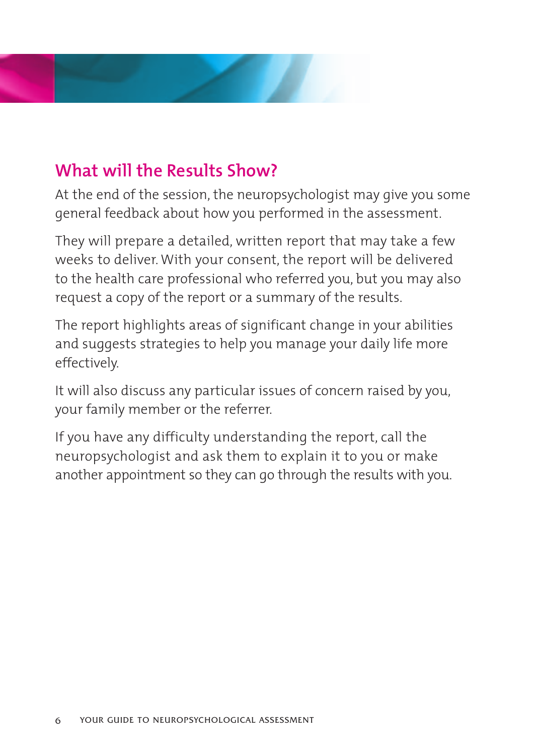## What will the Results Show?

At the end of the session, the neuropsychologist may give you some general feedback about how you performed in the assessment.

They will prepare a detailed, written report that may take a few weeks to deliver. With your consent, the report will be delivered to the health care professional who referred you, but you may also request a copy of the report or a summary of the results.

The report highlights areas of significant change in your abilities and suggests strategies to help you manage your daily life more effectively.

It will also discuss any particular issues of concern raised by you, your family member or the referrer.

If you have any difficulty understanding the report, call the neuropsychologist and ask them to explain it to you or make another appointment so they can go through the results with you.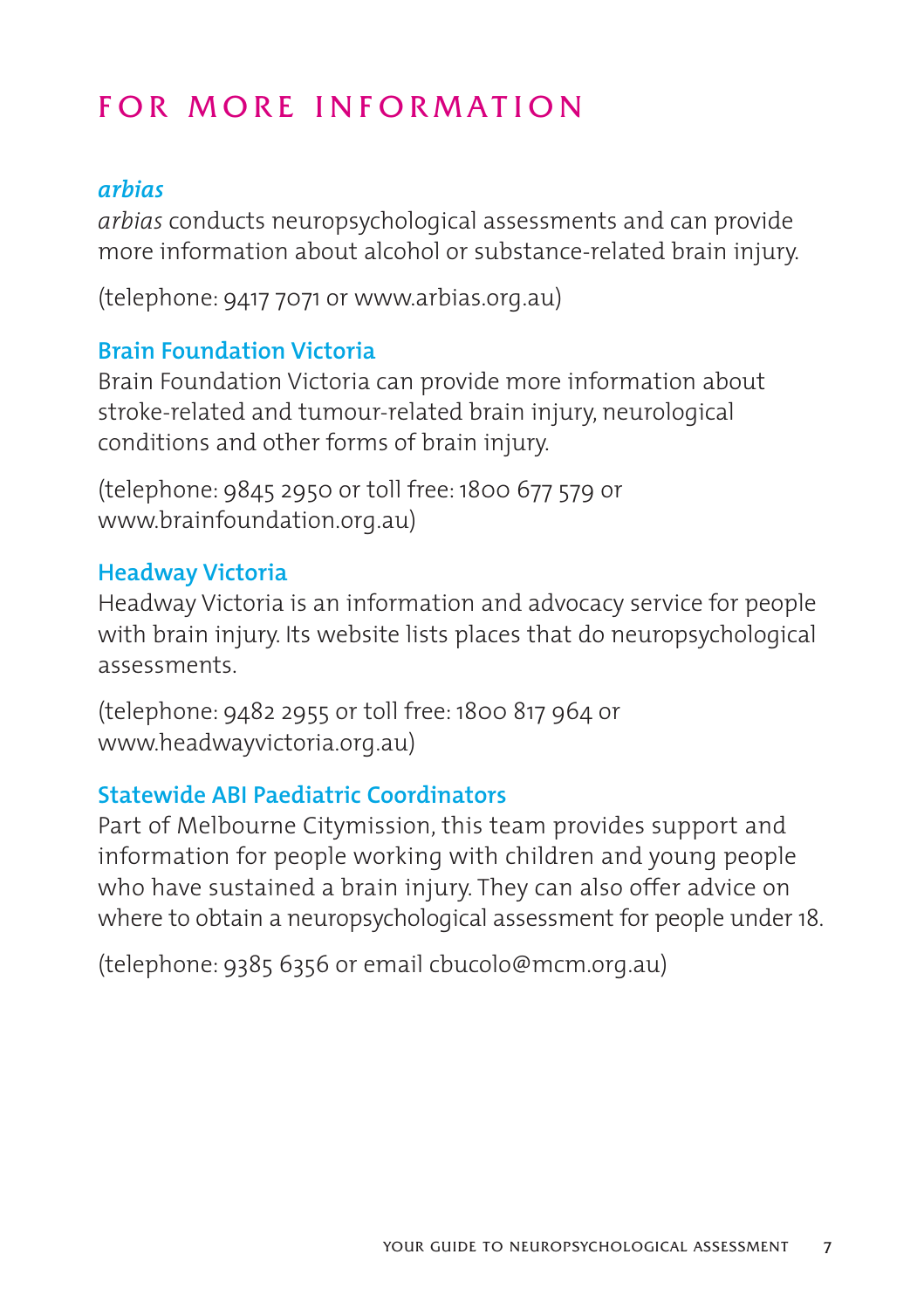# FOR MORE INFORMATION

### *arbias*

*arbias* conducts neuropsychological assessments and can provide more information about alcohol or substance-related brain injury.

(telephone: 9417 7071 or www.arbias.org.au)

### Brain Foundation Victoria

Brain Foundation Victoria can provide more information about stroke-related and tumour-related brain injury, neurological conditions and other forms of brain injury.

(telephone: 9845 2950 or toll free: 1800 677 579 or www.brainfoundation.org.au)

### Headway Victoria

Headway Victoria is an information and advocacy service for people with brain injury. Its website lists places that do neuropsychological assessments.

(telephone: 9482 2955 or toll free: 1800 817 964 or www.headwayvictoria.org.au)

### Statewide ABI Paediatric Coordinators

Part of Melbourne Citymission, this team provides support and information for people working with children and young people who have sustained a brain injury. They can also offer advice on where to obtain a neuropsychological assessment for people under 18.

(telephone: 9385 6356 or email cbucolo@mcm.org.au)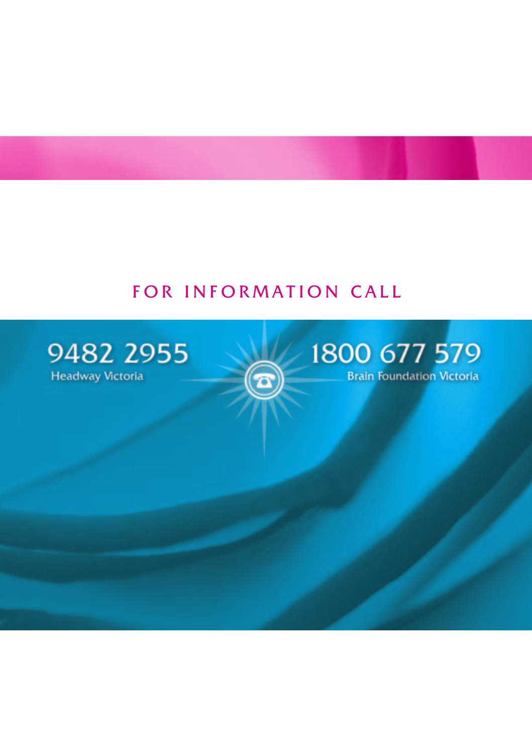FOR INFORMATION CALL

9482 2955

Headway Victoria

1800 677 579

Brain Foundation Victoria